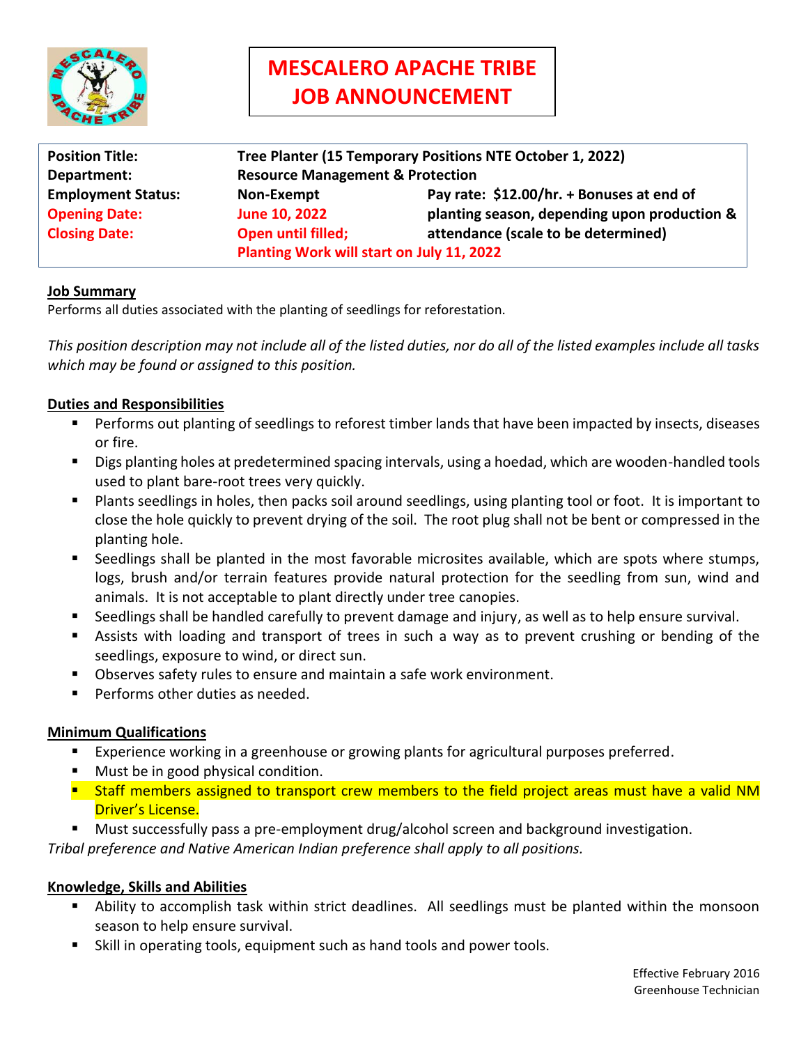# MESCALERO APACHE TRIBE JOB ANNOUNCEMENT

| | | |
|---|---|---|
| **Position Title:** | **Tree Planter (15 Temporary Positions NTE October 1, 2022)** | |
| **Department:** | **Resource Management & Protection** | |
| **Employment Status:** | **Non-Exempt** | **Pay rate: $12.00/hr. + Bonuses at end of planting season, depending upon production & attendance (scale to be determined)** |
| **Opening Date:** | **June 10, 2022** | |
| **Closing Date:** | **Open until filled;** | |
| | **Planting Work will start on July 11, 2022** | |

## Job Summary

Performs all duties associated with the planting of seedlings for reforestation.

*This position description may not include all of the listed duties, nor do all of the listed examples include all tasks which may be found or assigned to this position.*

## Duties and Responsibilities

- Performs out planting of seedlings to reforest timber lands that have been impacted by insects, diseases or fire.
- Digs planting holes at predetermined spacing intervals, using a hoedad, which are wooden-handled tools used to plant bare-root trees very quickly.
- Plants seedlings in holes, then packs soil around seedlings, using planting tool or foot. It is important to close the hole quickly to prevent drying of the soil. The root plug shall not be bent or compressed in the planting hole.
- Seedlings shall be planted in the most favorable microsites available, which are spots where stumps, logs, brush and/or terrain features provide natural protection for the seedling from sun, wind and animals. It is not acceptable to plant directly under tree canopies.
- Seedlings shall be handled carefully to prevent damage and injury, as well as to help ensure survival.
- Assists with loading and transport of trees in such a way as to prevent crushing or bending of the seedlings, exposure to wind, or direct sun.
- Observes safety rules to ensure and maintain a safe work environment.
- Performs other duties as needed.

## Minimum Qualifications

- Experience working in a greenhouse or growing plants for agricultural purposes preferred.
- Must be in good physical condition.
- Staff members assigned to transport crew members to the field project areas must have a valid NM Driver's License.
- Must successfully pass a pre-employment drug/alcohol screen and background investigation.

*Tribal preference and Native American Indian preference shall apply to all positions.*

## Knowledge, Skills and Abilities

- Ability to accomplish task within strict deadlines. All seedlings must be planted within the monsoon season to help ensure survival.
- Skill in operating tools, equipment such as hand tools and power tools.

Effective February 2016
Greenhouse Technician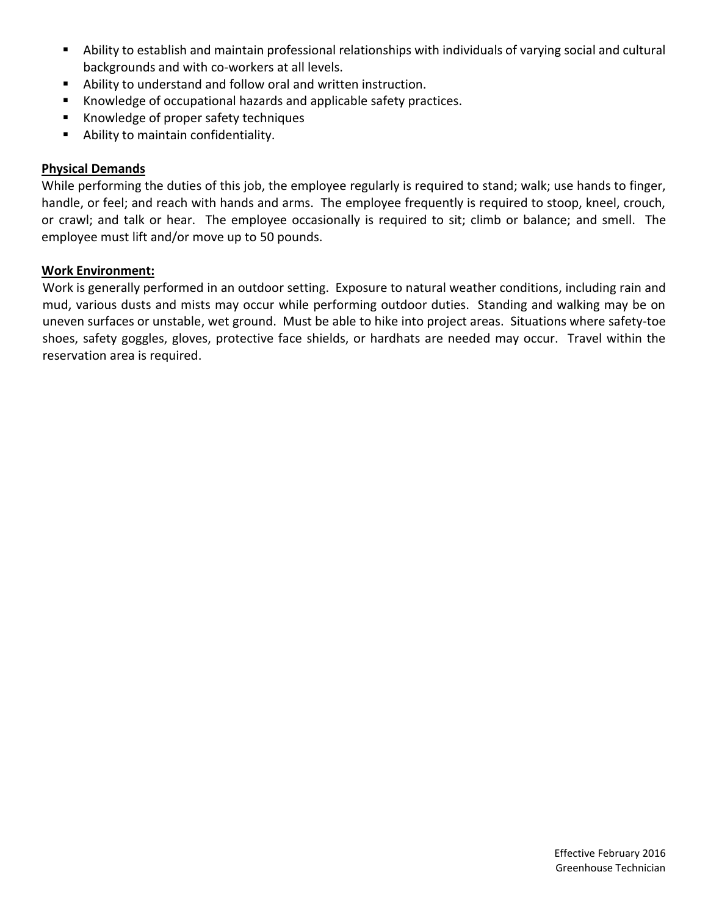- Ability to establish and maintain professional relationships with individuals of varying social and cultural backgrounds and with co-workers at all levels.
- Ability to understand and follow oral and written instruction.
- Knowledge of occupational hazards and applicable safety practices.
- Knowledge of proper safety techniques
- Ability to maintain confidentiality.

**Physical Demands**

While performing the duties of this job, the employee regularly is required to stand; walk; use hands to finger, handle, or feel; and reach with hands and arms. The employee frequently is required to stoop, kneel, crouch, or crawl; and talk or hear. The employee occasionally is required to sit; climb or balance; and smell. The employee must lift and/or move up to 50 pounds.

**Work Environment:**

Work is generally performed in an outdoor setting. Exposure to natural weather conditions, including rain and mud, various dusts and mists may occur while performing outdoor duties. Standing and walking may be on uneven surfaces or unstable, wet ground. Must be able to hike into project areas. Situations where safety-toe shoes, safety goggles, gloves, protective face shields, or hardhats are needed may occur. Travel within the reservation area is required.